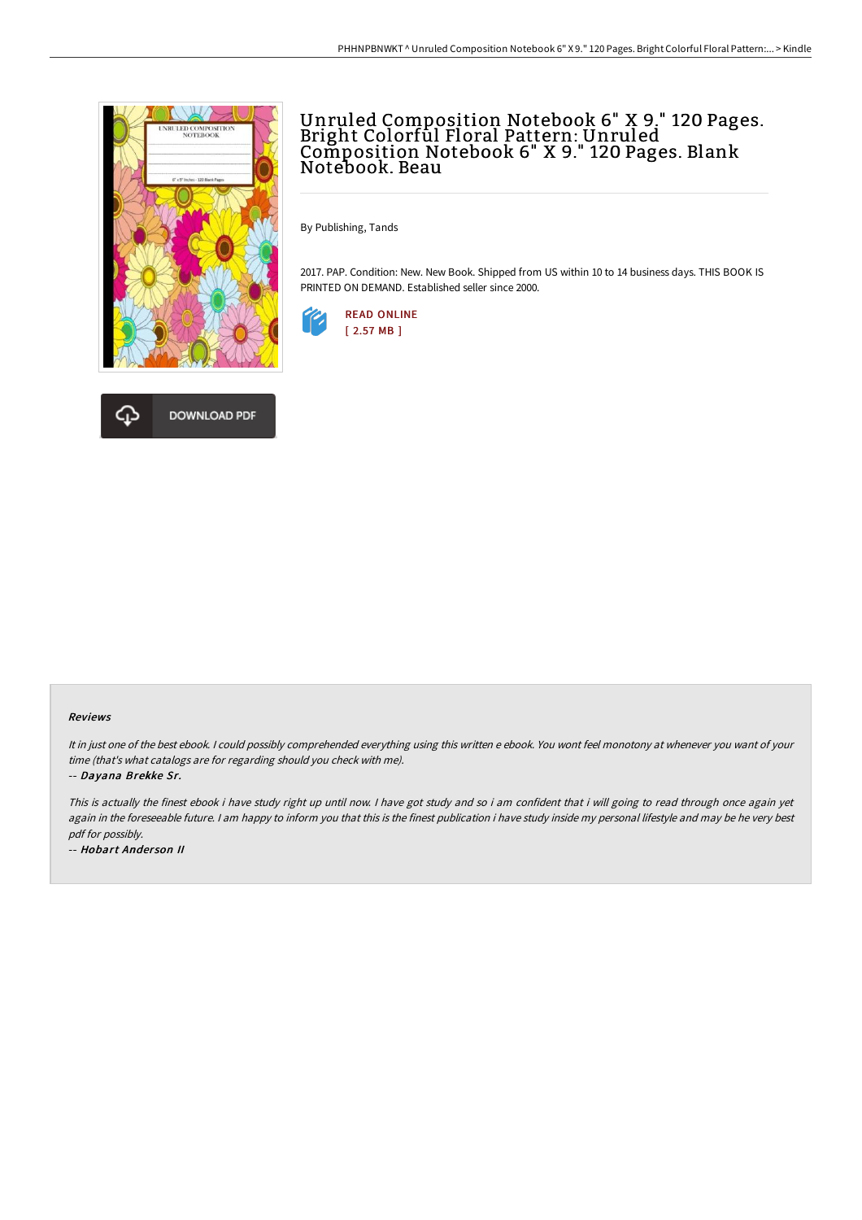# Unruled Composition Notebook 6" X 9." 120 Pages. Bright Colorful Floral Pattern: Unruled Composition Notebook 6" X 9." 120 Pages. Blank Notebook. Beau

By Publishing, Tands

2017. PAP. Condition: New. New Book. Shipped from US within 10 to 14 business days. THIS BOOK IS PRINTED ON DEMAND. Established seller since 2000.

READ ONLINE
[ 2.57 MB ]

DOWNLOAD PDF

### Reviews

*It in just one of the best ebook. I could possibly comprehended everything using this written e ebook. You wont feel monotony at whenever you want of your time (that's what catalogs are for regarding should you check with me).*

*-- Dayana Brekke Sr.*

*This is actually the finest ebook i have study right up until now. I have got study and so i am confident that i will going to read through once again yet again in the foreseeable future. I am happy to inform you that this is the finest publication i have study inside my personal lifestyle and may be he very best pdf for possibly.*

*-- Hobart Anderson II*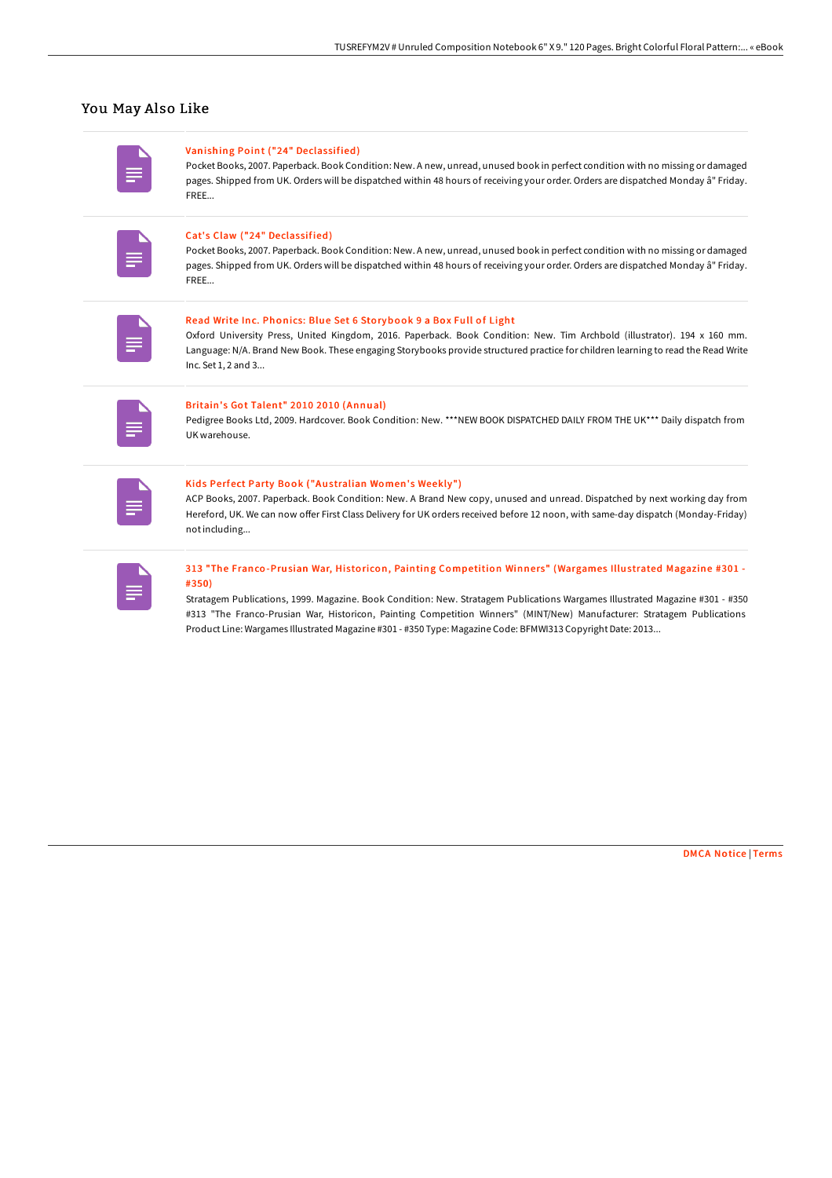## You May Also Like

### Vanishing Point ("24" Declassified)

Pocket Books, 2007. Paperback. Book Condition: New. A new, unread, unused book in perfect condition with no missing or damaged pages. Shipped from UK. Orders will be dispatched within 48 hours of receiving your order. Orders are dispatched Monday â" Friday. FREE...

### Cat's Claw ("24" Declassified)

Pocket Books, 2007. Paperback. Book Condition: New. A new, unread, unused book in perfect condition with no missing or damaged pages. Shipped from UK. Orders will be dispatched within 48 hours of receiving your order. Orders are dispatched Monday â" Friday. FREE...

### Read Write Inc. Phonics: Blue Set 6 Storybook 9 a Box Full of Light

Oxford University Press, United Kingdom, 2016. Paperback. Book Condition: New. Tim Archbold (illustrator). 194 x 160 mm. Language: N/A. Brand New Book. These engaging Storybooks provide structured practice for children learning to read the Read Write Inc. Set 1, 2 and 3...

### Britain's Got Talent" 2010 2010 (Annual)

Pedigree Books Ltd, 2009. Hardcover. Book Condition: New. ***NEW BOOK DISPATCHED DAILY FROM THE UK*** Daily dispatch from UK warehouse.

### Kids Perfect Party Book ("Australian Women's Weekly")

ACP Books, 2007. Paperback. Book Condition: New. A Brand New copy, unused and unread. Dispatched by next working day from Hereford, UK. We can now offer First Class Delivery for UK orders received before 12 noon, with same-day dispatch (Monday-Friday) not including...

### 313 "The Franco-Prusian War, Historicon, Painting Competition Winners" (Wargames Illustrated Magazine #301 - #350)

Stratagem Publications, 1999. Magazine. Book Condition: New. Stratagem Publications Wargames Illustrated Magazine #301 - #350 #313 "The Franco-Prusian War, Historicon, Painting Competition Winners" (MINT/New) Manufacturer: Stratagem Publications Product Line: Wargames Illustrated Magazine #301 - #350 Type: Magazine Code: BFMWI313 Copyright Date: 2013...

DMCA Notice | Terms